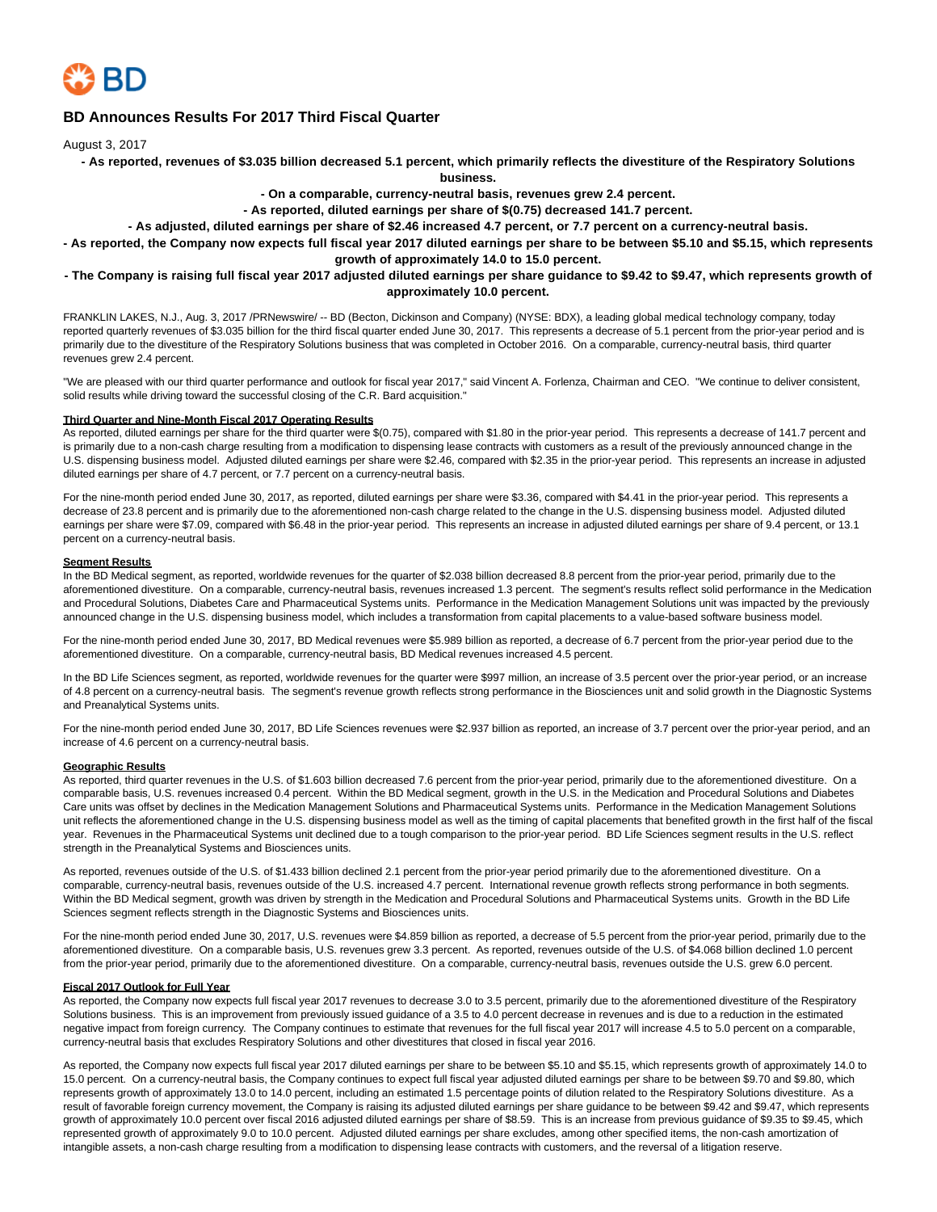# BD Announces Results For 2017 Third Fiscal Quarter

August 3, 2017

**- As reported, revenues of $3.035 billion decreased 5.1 percent, which primarily reflects the divestiture of the Respiratory Solutions business.**

**- On a comparable, currency-neutral basis, revenues grew 2.4 percent.**

**- As reported, diluted earnings per share of $(0.75) decreased 141.7 percent.**

**- As adjusted, diluted earnings per share of $2.46 increased 4.7 percent, or 7.7 percent on a currency-neutral basis.**

**- As reported, the Company now expects full fiscal year 2017 diluted earnings per share to be between $5.10 and $5.15, which represents growth of approximately 14.0 to 15.0 percent.**

**- The Company is raising full fiscal year 2017 adjusted diluted earnings per share guidance to $9.42 to $9.47, which represents growth of approximately 10.0 percent.**

FRANKLIN LAKES, N.J., Aug. 3, 2017 /PRNewswire/ -- BD (Becton, Dickinson and Company) (NYSE: BDX), a leading global medical technology company, today reported quarterly revenues of $3.035 billion for the third fiscal quarter ended June 30, 2017. This represents a decrease of 5.1 percent from the prior-year period and is primarily due to the divestiture of the Respiratory Solutions business that was completed in October 2016. On a comparable, currency-neutral basis, third quarter revenues grew 2.4 percent.

"We are pleased with our third quarter performance and outlook for fiscal year 2017," said Vincent A. Forlenza, Chairman and CEO. "We continue to deliver consistent, solid results while driving toward the successful closing of the C.R. Bard acquisition."

## Third Quarter and Nine-Month Fiscal 2017 Operating Results

As reported, diluted earnings per share for the third quarter were $(0.75), compared with $1.80 in the prior-year period. This represents a decrease of 141.7 percent and is primarily due to a non-cash charge resulting from a modification to dispensing lease contracts with customers as a result of the previously announced change in the U.S. dispensing business model. Adjusted diluted earnings per share were $2.46, compared with $2.35 in the prior-year period. This represents an increase in adjusted diluted earnings per share of 4.7 percent, or 7.7 percent on a currency-neutral basis.

For the nine-month period ended June 30, 2017, as reported, diluted earnings per share were $3.36, compared with $4.41 in the prior-year period. This represents a decrease of 23.8 percent and is primarily due to the aforementioned non-cash charge related to the change in the U.S. dispensing business model. Adjusted diluted earnings per share were $7.09, compared with $6.48 in the prior-year period. This represents an increase in adjusted diluted earnings per share of 9.4 percent, or 13.1 percent on a currency-neutral basis.

## Segment Results

In the BD Medical segment, as reported, worldwide revenues for the quarter of $2.038 billion decreased 8.8 percent from the prior-year period, primarily due to the aforementioned divestiture. On a comparable, currency-neutral basis, revenues increased 1.3 percent. The segment's results reflect solid performance in the Medication and Procedural Solutions, Diabetes Care and Pharmaceutical Systems units. Performance in the Medication Management Solutions unit was impacted by the previously announced change in the U.S. dispensing business model, which includes a transformation from capital placements to a value-based software business model.

For the nine-month period ended June 30, 2017, BD Medical revenues were $5.989 billion as reported, a decrease of 6.7 percent from the prior-year period due to the aforementioned divestiture. On a comparable, currency-neutral basis, BD Medical revenues increased 4.5 percent.

In the BD Life Sciences segment, as reported, worldwide revenues for the quarter were $997 million, an increase of 3.5 percent over the prior-year period, or an increase of 4.8 percent on a currency-neutral basis. The segment's revenue growth reflects strong performance in the Biosciences unit and solid growth in the Diagnostic Systems and Preanalytical Systems units.

For the nine-month period ended June 30, 2017, BD Life Sciences revenues were $2.937 billion as reported, an increase of 3.7 percent over the prior-year period, and an increase of 4.6 percent on a currency-neutral basis.

## Geographic Results

As reported, third quarter revenues in the U.S. of $1.603 billion decreased 7.6 percent from the prior-year period, primarily due to the aforementioned divestiture. On a comparable basis, U.S. revenues increased 0.4 percent. Within the BD Medical segment, growth in the U.S. in the Medication and Procedural Solutions and Diabetes Care units was offset by declines in the Medication Management Solutions and Pharmaceutical Systems units. Performance in the Medication Management Solutions unit reflects the aforementioned change in the U.S. dispensing business model as well as the timing of capital placements that benefited growth in the first half of the fiscal year. Revenues in the Pharmaceutical Systems unit declined due to a tough comparison to the prior-year period. BD Life Sciences segment results in the U.S. reflect strength in the Preanalytical Systems and Biosciences units.

As reported, revenues outside of the U.S. of $1.433 billion declined 2.1 percent from the prior-year period primarily due to the aforementioned divestiture. On a comparable, currency-neutral basis, revenues outside of the U.S. increased 4.7 percent. International revenue growth reflects strong performance in both segments. Within the BD Medical segment, growth was driven by strength in the Medication and Procedural Solutions and Pharmaceutical Systems units. Growth in the BD Life Sciences segment reflects strength in the Diagnostic Systems and Biosciences units.

For the nine-month period ended June 30, 2017, U.S. revenues were $4.859 billion as reported, a decrease of 5.5 percent from the prior-year period, primarily due to the aforementioned divestiture. On a comparable basis, U.S. revenues grew 3.3 percent. As reported, revenues outside of the U.S. of $4.068 billion declined 1.0 percent from the prior-year period, primarily due to the aforementioned divestiture. On a comparable, currency-neutral basis, revenues outside the U.S. grew 6.0 percent.

## Fiscal 2017 Outlook for Full Year

As reported, the Company now expects full fiscal year 2017 revenues to decrease 3.0 to 3.5 percent, primarily due to the aforementioned divestiture of the Respiratory Solutions business. This is an improvement from previously issued guidance of a 3.5 to 4.0 percent decrease in revenues and is due to a reduction in the estimated negative impact from foreign currency. The Company continues to estimate that revenues for the full fiscal year 2017 will increase 4.5 to 5.0 percent on a comparable, currency-neutral basis that excludes Respiratory Solutions and other divestitures that closed in fiscal year 2016.

As reported, the Company now expects full fiscal year 2017 diluted earnings per share to be between $5.10 and $5.15, which represents growth of approximately 14.0 to 15.0 percent. On a currency-neutral basis, the Company continues to expect full fiscal year adjusted diluted earnings per share to be between $9.70 and $9.80, which represents growth of approximately 13.0 to 14.0 percent, including an estimated 1.5 percentage points of dilution related to the Respiratory Solutions divestiture. As a result of favorable foreign currency movement, the Company is raising its adjusted diluted earnings per share guidance to be between $9.42 and $9.47, which represents growth of approximately 10.0 percent over fiscal 2016 adjusted diluted earnings per share of $8.59. This is an increase from previous guidance of $9.35 to $9.45, which represented growth of approximately 9.0 to 10.0 percent. Adjusted diluted earnings per share excludes, among other specified items, the non-cash amortization of intangible assets, a non-cash charge resulting from a modification to dispensing lease contracts with customers, and the reversal of a litigation reserve.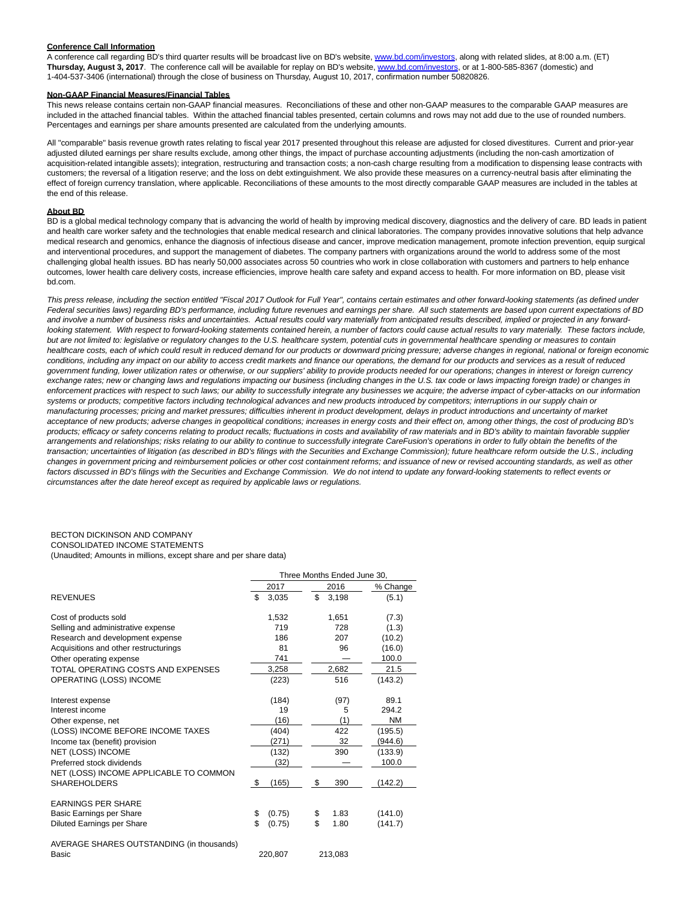**Conference Call Information**

A conference call regarding BD's third quarter results will be broadcast live on BD's website, www.bd.com/investors, along with related slides, at 8:00 a.m. (ET) **Thursday, August 3, 2017**. The conference call will be available for replay on BD's website, www.bd.com/investors, or at 1-800-585-8367 (domestic) and 1-404-537-3406 (international) through the close of business on Thursday, August 10, 2017, confirmation number 50820826.

**Non-GAAP Financial Measures/Financial Tables**

This news release contains certain non-GAAP financial measures. Reconciliations of these and other non-GAAP measures to the comparable GAAP measures are included in the attached financial tables. Within the attached financial tables presented, certain columns and rows may not add due to the use of rounded numbers. Percentages and earnings per share amounts presented are calculated from the underlying amounts.

All "comparable" basis revenue growth rates relating to fiscal year 2017 presented throughout this release are adjusted for closed divestitures. Current and prior-year adjusted diluted earnings per share results exclude, among other things, the impact of purchase accounting adjustments (including the non-cash amortization of acquisition-related intangible assets); integration, restructuring and transaction costs; a non-cash charge resulting from a modification to dispensing lease contracts with customers; the reversal of a litigation reserve; and the loss on debt extinguishment. We also provide these measures on a currency-neutral basis after eliminating the effect of foreign currency translation, where applicable. Reconciliations of these amounts to the most directly comparable GAAP measures are included in the tables at the end of this release.

**About BD**

BD is a global medical technology company that is advancing the world of health by improving medical discovery, diagnostics and the delivery of care. BD leads in patient and health care worker safety and the technologies that enable medical research and clinical laboratories. The company provides innovative solutions that help advance medical research and genomics, enhance the diagnosis of infectious disease and cancer, improve medication management, promote infection prevention, equip surgical and interventional procedures, and support the management of diabetes. The company partners with organizations around the world to address some of the most challenging global health issues. BD has nearly 50,000 associates across 50 countries who work in close collaboration with customers and partners to help enhance outcomes, lower health care delivery costs, increase efficiencies, improve health care safety and expand access to health. For more information on BD, please visit bd.com.

*This press release, including the section entitled "Fiscal 2017 Outlook for Full Year", contains certain estimates and other forward-looking statements (as defined under Federal securities laws) regarding BD's performance, including future revenues and earnings per share. All such statements are based upon current expectations of BD and involve a number of business risks and uncertainties. Actual results could vary materially from anticipated results described, implied or projected in any forward-looking statement. With respect to forward-looking statements contained herein, a number of factors could cause actual results to vary materially. These factors include, but are not limited to: legislative or regulatory changes to the U.S. healthcare system, potential cuts in governmental healthcare spending or measures to contain healthcare costs, each of which could result in reduced demand for our products or downward pricing pressure; adverse changes in regional, national or foreign economic conditions, including any impact on our ability to access credit markets and finance our operations, the demand for our products and services as a result of reduced government funding, lower utilization rates or otherwise, or our suppliers' ability to provide products needed for our operations; changes in interest or foreign currency exchange rates; new or changing laws and regulations impacting our business (including changes in the U.S. tax code or laws impacting foreign trade) or changes in enforcement practices with respect to such laws; our ability to successfully integrate any businesses we acquire; the adverse impact of cyber-attacks on our information systems or products; competitive factors including technological advances and new products introduced by competitors; interruptions in our supply chain or manufacturing processes; pricing and market pressures; difficulties inherent in product development, delays in product introductions and uncertainty of market acceptance of new products; adverse changes in geopolitical conditions; increases in energy costs and their effect on, among other things, the cost of producing BD's products; efficacy or safety concerns relating to product recalls; fluctuations in costs and availability of raw materials and in BD's ability to maintain favorable supplier arrangements and relationships; risks relating to our ability to continue to successfully integrate CareFusion's operations in order to fully obtain the benefits of the transaction; uncertainties of litigation (as described in BD's filings with the Securities and Exchange Commission); future healthcare reform outside the U.S., including changes in government pricing and reimbursement policies or other cost containment reforms; and issuance of new or revised accounting standards, as well as other factors discussed in BD's filings with the Securities and Exchange Commission. We do not intend to update any forward-looking statements to reflect events or circumstances after the date hereof except as required by applicable laws or regulations.*

BECTON DICKINSON AND COMPANY
CONSOLIDATED INCOME STATEMENTS
(Unaudited; Amounts in millions, except share and per share data)

| | Three Months Ended June 30, | | |
|---|---|---|---|
| | 2017 | 2016 | % Change |
| REVENUES | $ 3,035 | $ 3,198 | (5.1) |
| Cost of products sold | 1,532 | 1,651 | (7.3) |
| Selling and administrative expense | 719 | 728 | (1.3) |
| Research and development expense | 186 | 207 | (10.2) |
| Acquisitions and other restructurings | 81 | 96 | (16.0) |
| Other operating expense | 741 | — | 100.0 |
| TOTAL OPERATING COSTS AND EXPENSES | 3,258 | 2,682 | 21.5 |
| OPERATING (LOSS) INCOME | (223) | 516 | (143.2) |
| Interest expense | (184) | (97) | 89.1 |
| Interest income | 19 | 5 | 294.2 |
| Other expense, net | (16) | (1) | NM |
| (LOSS) INCOME BEFORE INCOME TAXES | (404) | 422 | (195.5) |
| Income tax (benefit) provision | (271) | 32 | (944.6) |
| NET (LOSS) INCOME | (132) | 390 | (133.9) |
| Preferred stock dividends | (32) | — | 100.0 |
| NET (LOSS) INCOME APPLICABLE TO COMMON SHAREHOLDERS | $ (165) | $ 390 | (142.2) |
| EARNINGS PER SHARE | | | |
| Basic Earnings per Share | $ (0.75) | $ 1.83 | (141.0) |
| Diluted Earnings per Share | $ (0.75) | $ 1.80 | (141.7) |
| AVERAGE SHARES OUTSTANDING (in thousands) | | | |
| Basic | 220,807 | 213,083 | |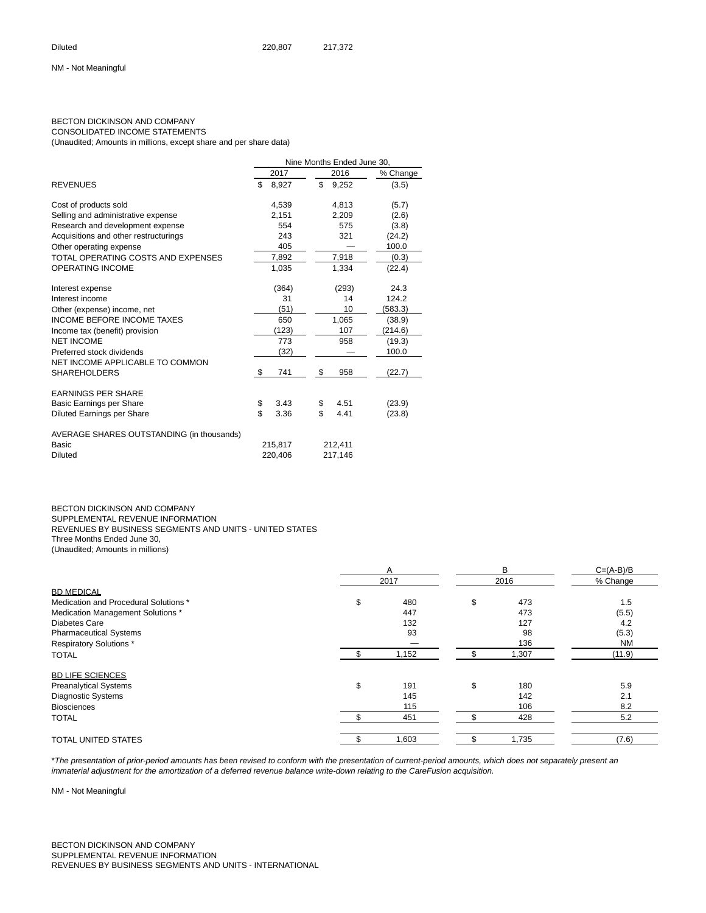| Diluted | 220,807 | 217,372 |
|---|---|---|

NM - Not Meaningful

BECTON DICKINSON AND COMPANY
CONSOLIDATED INCOME STATEMENTS
(Unaudited; Amounts in millions, except share and per share data)

| | Nine Months Ended June 30, | | |
|---|---|---|---|
| | 2017 | 2016 | % Change |
| REVENUES | $ 8,927 | $ 9,252 | (3.5) |
| Cost of products sold | 4,539 | 4,813 | (5.7) |
| Selling and administrative expense | 2,151 | 2,209 | (2.6) |
| Research and development expense | 554 | 575 | (3.8) |
| Acquisitions and other restructurings | 243 | 321 | (24.2) |
| Other operating expense | 405 | — | 100.0 |
| TOTAL OPERATING COSTS AND EXPENSES | 7,892 | 7,918 | (0.3) |
| OPERATING INCOME | 1,035 | 1,334 | (22.4) |
| Interest expense | (364) | (293) | 24.3 |
| Interest income | 31 | 14 | 124.2 |
| Other (expense) income, net | (51) | 10 | (583.3) |
| INCOME BEFORE INCOME TAXES | 650 | 1,065 | (38.9) |
| Income tax (benefit) provision | (123) | 107 | (214.6) |
| NET INCOME | 773 | 958 | (19.3) |
| Preferred stock dividends | (32) | — | 100.0 |
| NET INCOME APPLICABLE TO COMMON SHAREHOLDERS | $ 741 | $ 958 | (22.7) |
| EARNINGS PER SHARE | | | |
| Basic Earnings per Share | $ 3.43 | $ 4.51 | (23.9) |
| Diluted Earnings per Share | $ 3.36 | $ 4.41 | (23.8) |
| AVERAGE SHARES OUTSTANDING (in thousands) | | | |
| Basic | 215,817 | 212,411 | |
| Diluted | 220,406 | 217,146 | |

BECTON DICKINSON AND COMPANY
SUPPLEMENTAL REVENUE INFORMATION
REVENUES BY BUSINESS SEGMENTS AND UNITS - UNITED STATES
Three Months Ended June 30,
(Unaudited; Amounts in millions)

| | A | B | C=(A-B)/B |
|---|---|---|---|
| | 2017 | 2016 | % Change |
| BD MEDICAL | | | |
| Medication and Procedural Solutions * | $ 480 | $ 473 | 1.5 |
| Medication Management Solutions * | 447 | 473 | (5.5) |
| Diabetes Care | 132 | 127 | 4.2 |
| Pharmaceutical Systems | 93 | 98 | (5.3) |
| Respiratory Solutions * | — | 136 | NM |
| TOTAL | $ 1,152 | $ 1,307 | (11.9) |
| BD LIFE SCIENCES | | | |
| Preanalytical Systems | $ 191 | $ 180 | 5.9 |
| Diagnostic Systems | 145 | 142 | 2.1 |
| Biosciences | 115 | 106 | 8.2 |
| TOTAL | $ 451 | $ 428 | 5.2 |
| TOTAL UNITED STATES | $ 1,603 | $ 1,735 | (7.6) |

*\*The presentation of prior-period amounts has been revised to conform with the presentation of current-period amounts, which does not separately present an immaterial adjustment for the amortization of a deferred revenue balance write-down relating to the CareFusion acquisition.*

NM - Not Meaningful

BECTON DICKINSON AND COMPANY
SUPPLEMENTAL REVENUE INFORMATION
REVENUES BY BUSINESS SEGMENTS AND UNITS - INTERNATIONAL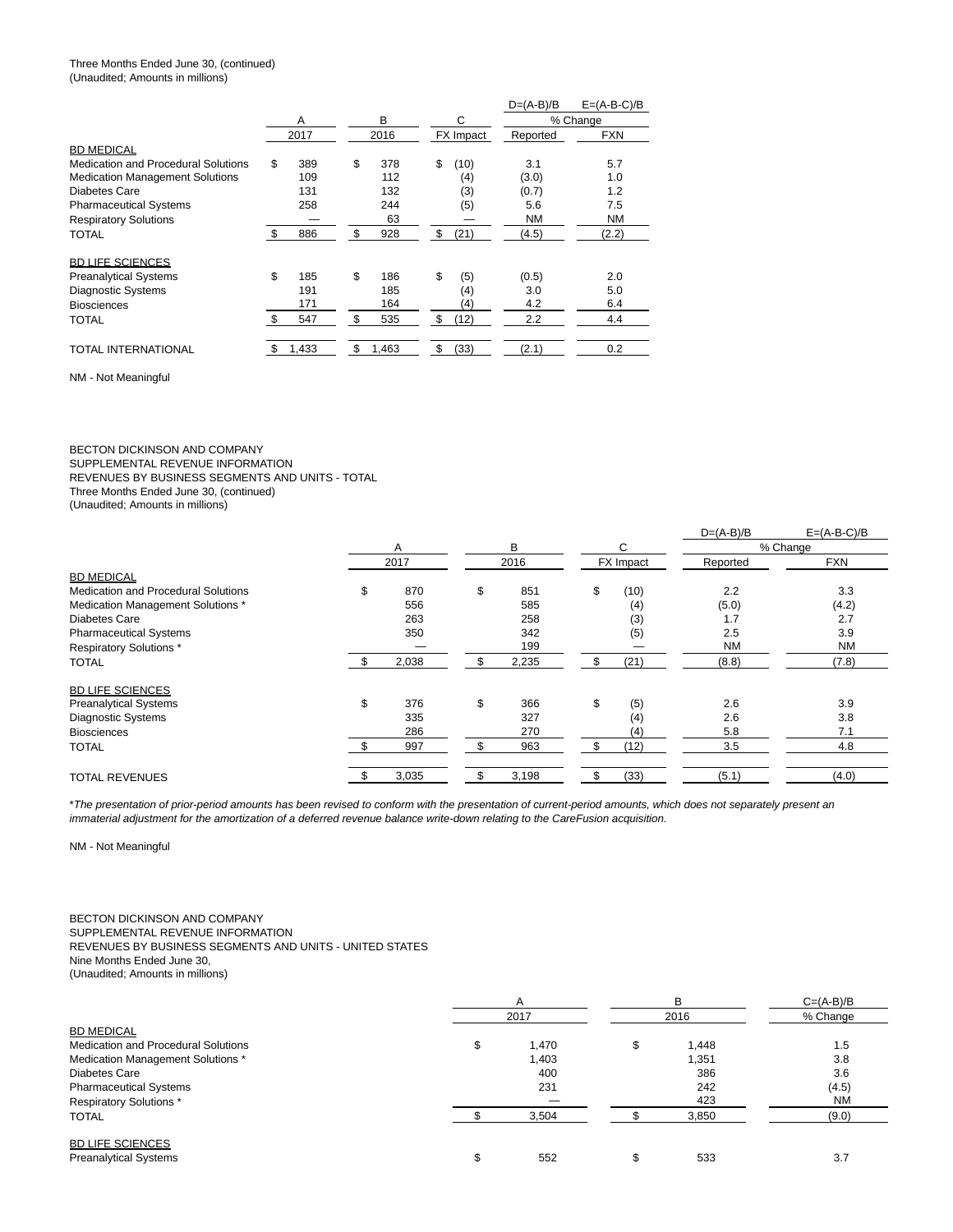Three Months Ended June 30, (continued)
(Unaudited; Amounts in millions)

| | A | B | C | D=(A-B)/B | E=(A-B-C)/B |
|---|---|---|---|---|---|
| | | | | % Change | |
| | 2017 | 2016 | FX Impact | Reported | FXN |
| BD MEDICAL | | | | | |
| Medication and Procedural Solutions | $ 389 | $ 378 | $ (10) | 3.1 | 5.7 |
| Medication Management Solutions | 109 | 112 | (4) | (3.0) | 1.0 |
| Diabetes Care | 131 | 132 | (3) | (0.7) | 1.2 |
| Pharmaceutical Systems | 258 | 244 | (5) | 5.6 | 7.5 |
| Respiratory Solutions | — | 63 | — | NM | NM |
| TOTAL | $ 886 | $ 928 | $ (21) | (4.5) | (2.2) |
| | | | | | |
| BD LIFE SCIENCES | | | | | |
| Preanalytical Systems | $ 185 | $ 186 | $ (5) | (0.5) | 2.0 |
| Diagnostic Systems | 191 | 185 | (4) | 3.0 | 5.0 |
| Biosciences | 171 | 164 | (4) | 4.2 | 6.4 |
| TOTAL | $ 547 | $ 535 | $ (12) | 2.2 | 4.4 |
| | | | | | |
| TOTAL INTERNATIONAL | $ 1,433 | $ 1,463 | $ (33) | (2.1) | 0.2 |

NM - Not Meaningful

BECTON DICKINSON AND COMPANY
SUPPLEMENTAL REVENUE INFORMATION
REVENUES BY BUSINESS SEGMENTS AND UNITS - TOTAL
Three Months Ended June 30, (continued)
(Unaudited; Amounts in millions)

| | A | B | C | D=(A-B)/B | E=(A-B-C)/B |
|---|---|---|---|---|---|
| | | | | % Change | |
| | 2017 | 2016 | FX Impact | Reported | FXN |
| BD MEDICAL | | | | | |
| Medication and Procedural Solutions | $ 870 | $ 851 | $ (10) | 2.2 | 3.3 |
| Medication Management Solutions * | 556 | 585 | (4) | (5.0) | (4.2) |
| Diabetes Care | 263 | 258 | (3) | 1.7 | 2.7 |
| Pharmaceutical Systems | 350 | 342 | (5) | 2.5 | 3.9 |
| Respiratory Solutions * | — | 199 | — | NM | NM |
| TOTAL | $ 2,038 | $ 2,235 | $ (21) | (8.8) | (7.8) |
| | | | | | |
| BD LIFE SCIENCES | | | | | |
| Preanalytical Systems | $ 376 | $ 366 | $ (5) | 2.6 | 3.9 |
| Diagnostic Systems | 335 | 327 | (4) | 2.6 | 3.8 |
| Biosciences | 286 | 270 | (4) | 5.8 | 7.1 |
| TOTAL | $ 997 | $ 963 | $ (12) | 3.5 | 4.8 |
| | | | | | |
| TOTAL REVENUES | $ 3,035 | $ 3,198 | $ (33) | (5.1) | (4.0) |

*\*The presentation of prior-period amounts has been revised to conform with the presentation of current-period amounts, which does not separately present an immaterial adjustment for the amortization of a deferred revenue balance write-down relating to the CareFusion acquisition.*

NM - Not Meaningful

BECTON DICKINSON AND COMPANY
SUPPLEMENTAL REVENUE INFORMATION
REVENUES BY BUSINESS SEGMENTS AND UNITS - UNITED STATES
Nine Months Ended June 30,
(Unaudited; Amounts in millions)

| | A | B | C=(A-B)/B |
|---|---|---|---|
| | 2017 | 2016 | % Change |
| BD MEDICAL | | | |
| Medication and Procedural Solutions | $ 1,470 | $ 1,448 | 1.5 |
| Medication Management Solutions * | 1,403 | 1,351 | 3.8 |
| Diabetes Care | 400 | 386 | 3.6 |
| Pharmaceutical Systems | 231 | 242 | (4.5) |
| Respiratory Solutions * | — | 423 | NM |
| TOTAL | $ 3,504 | $ 3,850 | (9.0) |
| | | | |
| BD LIFE SCIENCES | | | |
| Preanalytical Systems | $ 552 | $ 533 | 3.7 |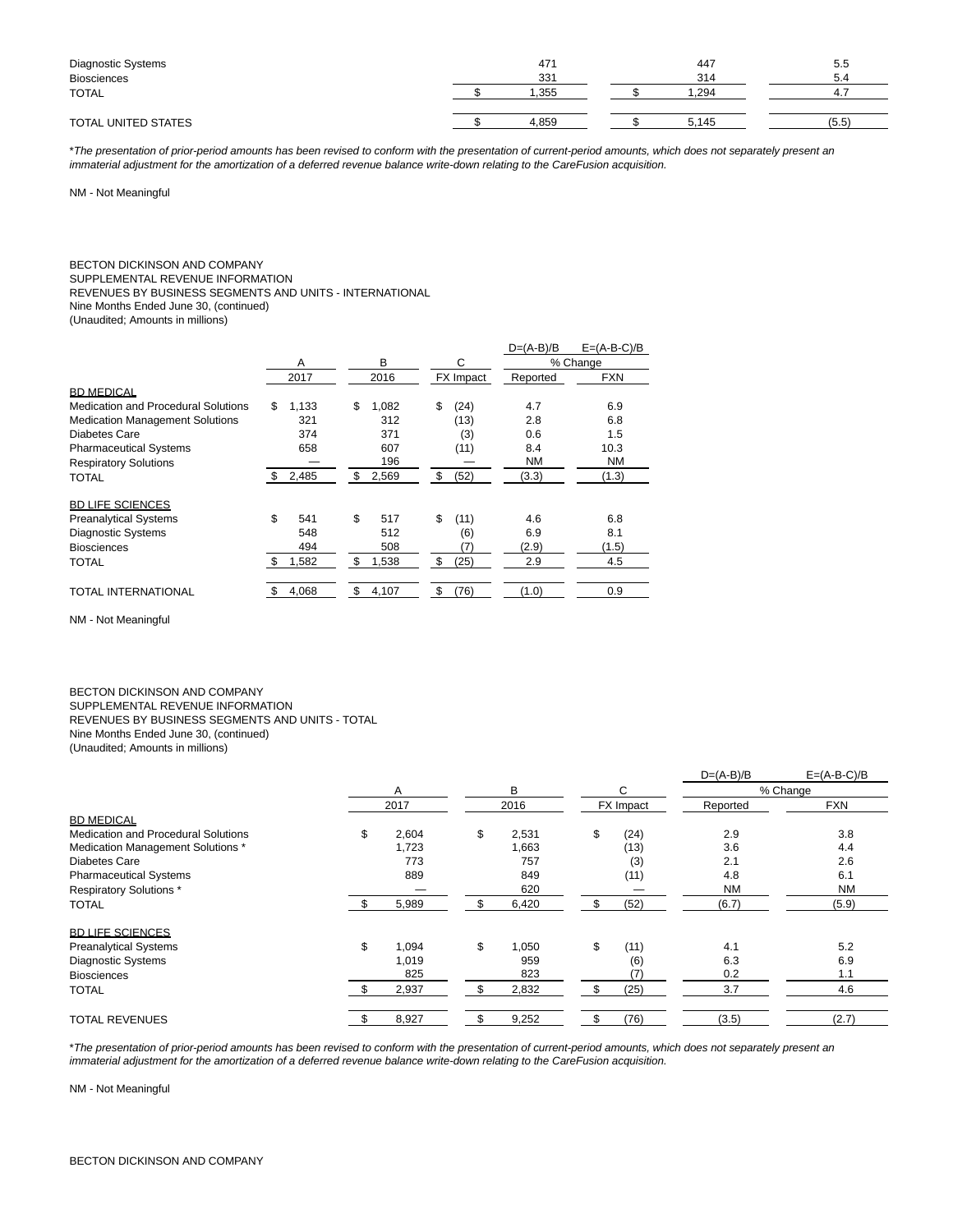| | | | |
|---|---|---|---|
| Diagnostic Systems | 471 | 447 | 5.5 |
| Biosciences | 331 | 314 | 5.4 |
| TOTAL | $ 1,355 | $ 1,294 | 4.7 |
| | | | |
| TOTAL UNITED STATES | $ 4,859 | $ 5,145 | (5.5) |

*The presentation of prior-period amounts has been revised to conform with the presentation of current-period amounts, which does not separately present an immaterial adjustment for the amortization of a deferred revenue balance write-down relating to the CareFusion acquisition.*

NM - Not Meaningful

BECTON DICKINSON AND COMPANY
SUPPLEMENTAL REVENUE INFORMATION
REVENUES BY BUSINESS SEGMENTS AND UNITS - INTERNATIONAL
Nine Months Ended June 30, (continued)
(Unaudited; Amounts in millions)

| | | | | D=(A-B)/B | E=(A-B-C)/B |
|---|---|---|---|---|---|
| | A | B | C | % Change | |
| | 2017 | 2016 | FX Impact | Reported | FXN |
| BD MEDICAL | | | | | |
| Medication and Procedural Solutions | $ 1,133 | $ 1,082 | $ (24) | 4.7 | 6.9 |
| Medication Management Solutions | 321 | 312 | (13) | 2.8 | 6.8 |
| Diabetes Care | 374 | 371 | (3) | 0.6 | 1.5 |
| Pharmaceutical Systems | 658 | 607 | (11) | 8.4 | 10.3 |
| Respiratory Solutions | — | 196 | — | NM | NM |
| TOTAL | $ 2,485 | $ 2,569 | $ (52) | (3.3) | (1.3) |
| | | | | | |
| BD LIFE SCIENCES | | | | | |
| Preanalytical Systems | $ 541 | $ 517 | $ (11) | 4.6 | 6.8 |
| Diagnostic Systems | 548 | 512 | (6) | 6.9 | 8.1 |
| Biosciences | 494 | 508 | (7) | (2.9) | (1.5) |
| TOTAL | $ 1,582 | $ 1,538 | $ (25) | 2.9 | 4.5 |
| | | | | | |
| TOTAL INTERNATIONAL | $ 4,068 | $ 4,107 | $ (76) | (1.0) | 0.9 |

NM - Not Meaningful

BECTON DICKINSON AND COMPANY
SUPPLEMENTAL REVENUE INFORMATION
REVENUES BY BUSINESS SEGMENTS AND UNITS - TOTAL
Nine Months Ended June 30, (continued)
(Unaudited; Amounts in millions)

| | | | | D=(A-B)/B | E=(A-B-C)/B |
|---|---|---|---|---|---|
| | A | B | C | % Change | |
| | 2017 | 2016 | FX Impact | Reported | FXN |
| BD MEDICAL | | | | | |
| Medication and Procedural Solutions | $ 2,604 | $ 2,531 | $ (24) | 2.9 | 3.8 |
| Medication Management Solutions * | 1,723 | 1,663 | (13) | 3.6 | 4.4 |
| Diabetes Care | 773 | 757 | (3) | 2.1 | 2.6 |
| Pharmaceutical Systems | 889 | 849 | (11) | 4.8 | 6.1 |
| Respiratory Solutions * | — | 620 | — | NM | NM |
| TOTAL | $ 5,989 | $ 6,420 | $ (52) | (6.7) | (5.9) |
| | | | | | |
| BD LIFE SCIENCES | | | | | |
| Preanalytical Systems | $ 1,094 | $ 1,050 | $ (11) | 4.1 | 5.2 |
| Diagnostic Systems | 1,019 | 959 | (6) | 6.3 | 6.9 |
| Biosciences | 825 | 823 | (7) | 0.2 | 1.1 |
| TOTAL | $ 2,937 | $ 2,832 | $ (25) | 3.7 | 4.6 |
| | | | | | |
| TOTAL REVENUES | $ 8,927 | $ 9,252 | $ (76) | (3.5) | (2.7) |

*The presentation of prior-period amounts has been revised to conform with the presentation of current-period amounts, which does not separately present an immaterial adjustment for the amortization of a deferred revenue balance write-down relating to the CareFusion acquisition.*

NM - Not Meaningful

BECTON DICKINSON AND COMPANY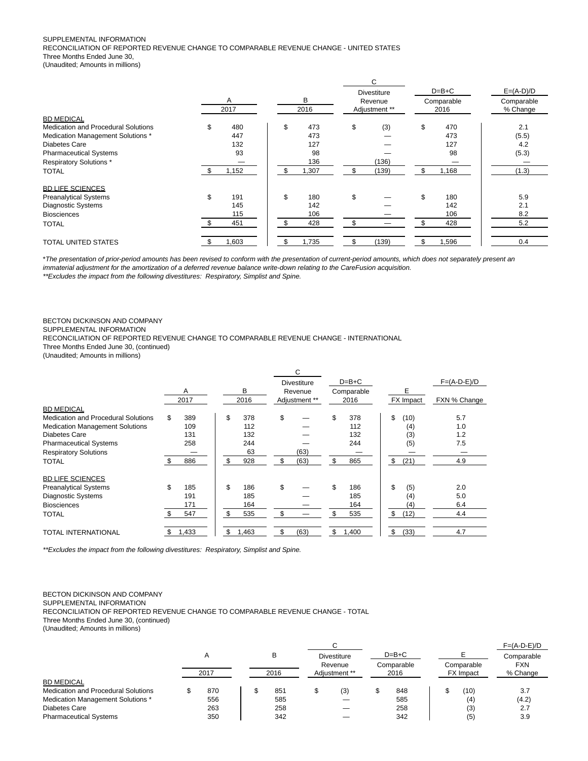SUPPLEMENTAL INFORMATION
RECONCILIATION OF REPORTED REVENUE CHANGE TO COMPARABLE REVENUE CHANGE - UNITED STATES
Three Months Ended June 30,
(Unaudited; Amounts in millions)

| | A | B | C | D=B+C | E=(A-D)/D |
|---|---|---|---|---|---|
| | 2017 | 2016 | Divestiture Revenue Adjustment ** | Comparable 2016 | Comparable % Change |
| BD MEDICAL | | | | | |
| Medication and Procedural Solutions | $ 480 | $ 473 | $ (3) | $ 470 | 2.1 |
| Medication Management Solutions * | 447 | 473 | — | 473 | (5.5) |
| Diabetes Care | 132 | 127 | — | 127 | 4.2 |
| Pharmaceutical Systems | 93 | 98 | — | 98 | (5.3) |
| Respiratory Solutions * | — | 136 | (136) | — | — |
| TOTAL | $ 1,152 | $ 1,307 | $ (139) | $ 1,168 | (1.3) |
| BD LIFE SCIENCES | | | | | |
| Preanalytical Systems | $ 191 | $ 180 | $ — | $ 180 | 5.9 |
| Diagnostic Systems | 145 | 142 | — | 142 | 2.1 |
| Biosciences | 115 | 106 | — | 106 | 8.2 |
| TOTAL | $ 451 | $ 428 | $ — | $ 428 | 5.2 |
| TOTAL UNITED STATES | $ 1,603 | $ 1,735 | $ (139) | $ 1,596 | 0.4 |

*\*The presentation of prior-period amounts has been revised to conform with the presentation of current-period amounts, which does not separately present an immaterial adjustment for the amortization of a deferred revenue balance write-down relating to the CareFusion acquisition.*
*\*\*Excludes the impact from the following divestitures: Respiratory, Simplist and Spine.*

BECTON DICKINSON AND COMPANY
SUPPLEMENTAL INFORMATION
RECONCILIATION OF REPORTED REVENUE CHANGE TO COMPARABLE REVENUE CHANGE - INTERNATIONAL
Three Months Ended June 30, (continued)
(Unaudited; Amounts in millions)

| | A | B | C | D=B+C | E | F=(A-D-E)/D |
|---|---|---|---|---|---|---|
| | 2017 | 2016 | Divestiture Revenue Adjustment ** | Comparable 2016 | FX Impact | FXN % Change |
| BD MEDICAL | | | | | | |
| Medication and Procedural Solutions | $ 389 | $ 378 | $ — | $ 378 | $ (10) | 5.7 |
| Medication Management Solutions | 109 | 112 | — | 112 | (4) | 1.0 |
| Diabetes Care | 131 | 132 | — | 132 | (3) | 1.2 |
| Pharmaceutical Systems | 258 | 244 | — | 244 | (5) | 7.5 |
| Respiratory Solutions | — | 63 | (63) | — | — | — |
| TOTAL | $ 886 | $ 928 | $ (63) | $ 865 | $ (21) | 4.9 |
| BD LIFE SCIENCES | | | | | | |
| Preanalytical Systems | $ 185 | $ 186 | $ — | $ 186 | $ (5) | 2.0 |
| Diagnostic Systems | 191 | 185 | — | 185 | (4) | 5.0 |
| Biosciences | 171 | 164 | — | 164 | (4) | 6.4 |
| TOTAL | $ 547 | $ 535 | $ — | $ 535 | $ (12) | 4.4 |
| TOTAL INTERNATIONAL | $ 1,433 | $ 1,463 | $ (63) | $ 1,400 | $ (33) | 4.7 |

*\*\*Excludes the impact from the following divestitures: Respiratory, Simplist and Spine.*

BECTON DICKINSON AND COMPANY
SUPPLEMENTAL INFORMATION
RECONCILIATION OF REPORTED REVENUE CHANGE TO COMPARABLE REVENUE CHANGE - TOTAL
Three Months Ended June 30, (continued)
(Unaudited; Amounts in millions)

| | A | B | C | D=B+C | E | F=(A-D-E)/D |
|---|---|---|---|---|---|---|
| | 2017 | 2016 | Divestiture Revenue Adjustment ** | Comparable 2016 | Comparable FX Impact | Comparable FXN % Change |
| BD MEDICAL | | | | | | |
| Medication and Procedural Solutions | $ 870 | $ 851 | $ (3) | $ 848 | $ (10) | 3.7 |
| Medication Management Solutions * | 556 | 585 | — | 585 | (4) | (4.2) |
| Diabetes Care | 263 | 258 | — | 258 | (3) | 2.7 |
| Pharmaceutical Systems | 350 | 342 | — | 342 | (5) | 3.9 |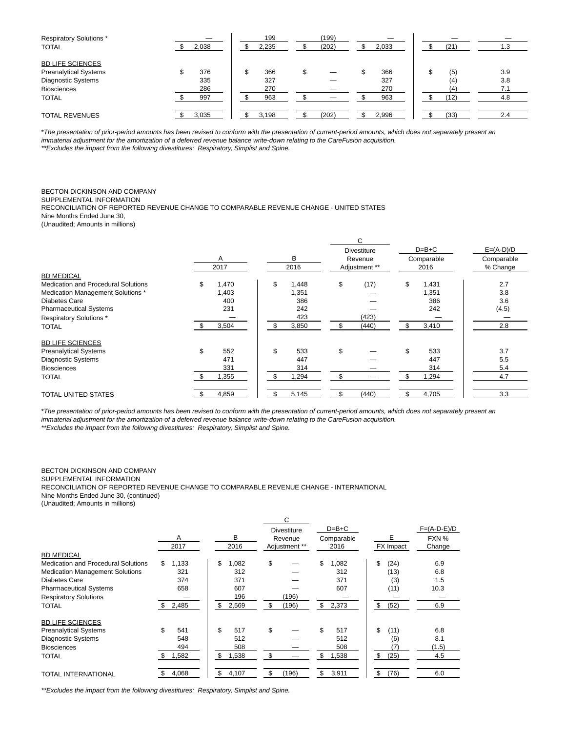| | | | | | | |
|---|---|---|---|---|---|---|
| Respiratory Solutions * | — | 199 | (199) | — | — | — |
| TOTAL | $ 2,038 | $ 2,235 | $ (202) | $ 2,033 | $ (21) | 1.3 |
| | | | | | | |
| BD LIFE SCIENCES | | | | | | |
| Preanalytical Systems | $ 376 | $ 366 | $ — | $ 366 | $ (5) | 3.9 |
| Diagnostic Systems | 335 | 327 | — | 327 | (4) | 3.8 |
| Biosciences | 286 | 270 | — | 270 | (4) | 7.1 |
| TOTAL | $ 997 | $ 963 | $ — | $ 963 | $ (12) | 4.8 |
| | | | | | | |
| TOTAL REVENUES | $ 3,035 | $ 3,198 | $ (202) | $ 2,996 | $ (33) | 2.4 |

*\*The presentation of prior-period amounts has been revised to conform with the presentation of current-period amounts, which does not separately present an immaterial adjustment for the amortization of a deferred revenue balance write-down relating to the CareFusion acquisition.*
*\*\*Excludes the impact from the following divestitures: Respiratory, Simplist and Spine.*

BECTON DICKINSON AND COMPANY
SUPPLEMENTAL INFORMATION
RECONCILIATION OF REPORTED REVENUE CHANGE TO COMPARABLE REVENUE CHANGE - UNITED STATES
Nine Months Ended June 30,
(Unaudited; Amounts in millions)

| | A | B | C | D=B+C | E=(A-D)/D |
|---|---|---|---|---|---|
| | 2017 | 2016 | Divestiture Revenue Adjustment ** | Comparable 2016 | Comparable % Change |
| BD MEDICAL | | | | | |
| Medication and Procedural Solutions | $ 1,470 | $ 1,448 | $ (17) | $ 1,431 | 2.7 |
| Medication Management Solutions * | 1,403 | 1,351 | — | 1,351 | 3.8 |
| Diabetes Care | 400 | 386 | — | 386 | 3.6 |
| Pharmaceutical Systems | 231 | 242 | — | 242 | (4.5) |
| Respiratory Solutions * | — | 423 | (423) | — | — |
| TOTAL | $ 3,504 | $ 3,850 | $ (440) | $ 3,410 | 2.8 |
| | | | | | |
| BD LIFE SCIENCES | | | | | |
| Preanalytical Systems | $ 552 | $ 533 | $ — | $ 533 | 3.7 |
| Diagnostic Systems | 471 | 447 | — | 447 | 5.5 |
| Biosciences | 331 | 314 | — | 314 | 5.4 |
| TOTAL | $ 1,355 | $ 1,294 | $ — | $ 1,294 | 4.7 |
| | | | | | |
| TOTAL UNITED STATES | $ 4,859 | $ 5,145 | $ (440) | $ 4,705 | 3.3 |

*\*The presentation of prior-period amounts has been revised to conform with the presentation of current-period amounts, which does not separately present an immaterial adjustment for the amortization of a deferred revenue balance write-down relating to the CareFusion acquisition.*
*\*\*Excludes the impact from the following divestitures: Respiratory, Simplist and Spine.*

BECTON DICKINSON AND COMPANY
SUPPLEMENTAL INFORMATION
RECONCILIATION OF REPORTED REVENUE CHANGE TO COMPARABLE REVENUE CHANGE - INTERNATIONAL
Nine Months Ended June 30, (continued)
(Unaudited; Amounts in millions)

| | A | B | C | D=B+C | E | F=(A-D-E)/D |
|---|---|---|---|---|---|---|
| | 2017 | 2016 | Divestiture Revenue Adjustment ** | Comparable 2016 | FX Impact | FXN % Change |
| BD MEDICAL | | | | | | |
| Medication and Procedural Solutions | $ 1,133 | $ 1,082 | $ — | $ 1,082 | $ (24) | 6.9 |
| Medication Management Solutions | 321 | 312 | — | 312 | (13) | 6.8 |
| Diabetes Care | 374 | 371 | — | 371 | (3) | 1.5 |
| Pharmaceutical Systems | 658 | 607 | — | 607 | (11) | 10.3 |
| Respiratory Solutions | — | 196 | (196) | — | — | — |
| TOTAL | $ 2,485 | $ 2,569 | $ (196) | $ 2,373 | $ (52) | 6.9 |
| | | | | | | |
| BD LIFE SCIENCES | | | | | | |
| Preanalytical Systems | $ 541 | $ 517 | $ — | $ 517 | $ (11) | 6.8 |
| Diagnostic Systems | 548 | 512 | — | 512 | (6) | 8.1 |
| Biosciences | 494 | 508 | — | 508 | (7) | (1.5) |
| TOTAL | $ 1,582 | $ 1,538 | $ — | $ 1,538 | $ (25) | 4.5 |
| | | | | | | |
| TOTAL INTERNATIONAL | $ 4,068 | $ 4,107 | $ (196) | $ 3,911 | $ (76) | 6.0 |

*\*\*Excludes the impact from the following divestitures: Respiratory, Simplist and Spine.*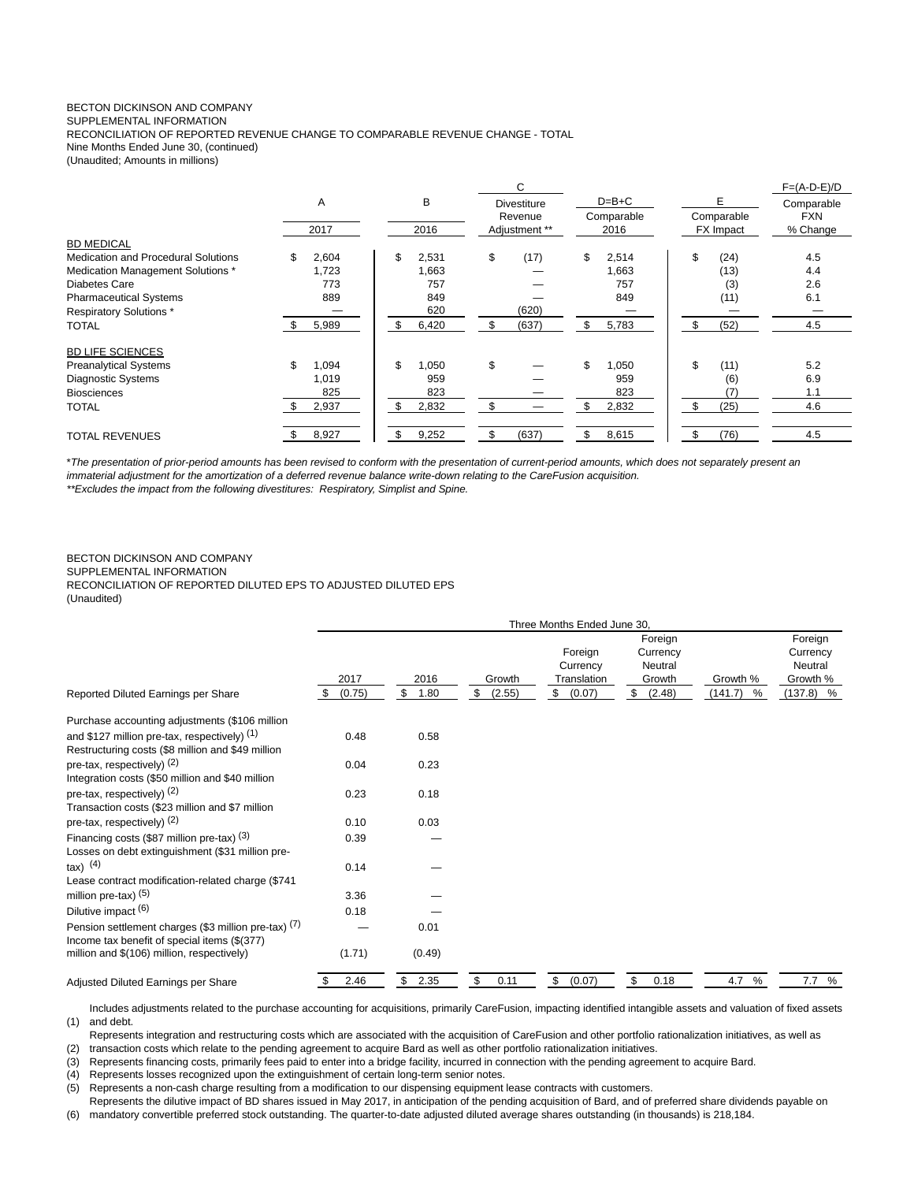BECTON DICKINSON AND COMPANY
SUPPLEMENTAL INFORMATION
RECONCILIATION OF REPORTED REVENUE CHANGE TO COMPARABLE REVENUE CHANGE - TOTAL
Nine Months Ended June 30, (continued)
(Unaudited; Amounts in millions)

| | A | B | C | D=B+C | E | F=(A-D-E)/D |
|---|---|---|---|---|---|---|
| | 2017 | 2016 | Divestiture Revenue Adjustment ** | Comparable 2016 | Comparable FX Impact | Comparable FXN % Change |
| BD MEDICAL | | | | | | |
| Medication and Procedural Solutions | $ 2,604 | $ 2,531 | $ (17) | $ 2,514 | $ (24) | 4.5 |
| Medication Management Solutions * | 1,723 | 1,663 | — | 1,663 | (13) | 4.4 |
| Diabetes Care | 773 | 757 | — | 757 | (3) | 2.6 |
| Pharmaceutical Systems | 889 | 849 | — | 849 | (11) | 6.1 |
| Respiratory Solutions * | — | 620 | (620) | — | — | — |
| TOTAL | $ 5,989 | $ 6,420 | $ (637) | $ 5,783 | $ (52) | 4.5 |
| BD LIFE SCIENCES | | | | | | |
| Preanalytical Systems | $ 1,094 | $ 1,050 | $ — | $ 1,050 | $ (11) | 5.2 |
| Diagnostic Systems | 1,019 | 959 | — | 959 | (6) | 6.9 |
| Biosciences | 825 | 823 | — | 823 | (7) | 1.1 |
| TOTAL | $ 2,937 | $ 2,832 | $ — | $ 2,832 | $ (25) | 4.6 |
| TOTAL REVENUES | $ 8,927 | $ 9,252 | $ (637) | $ 8,615 | $ (76) | 4.5 |

**The presentation of prior-period amounts has been revised to conform with the presentation of current-period amounts, which does not separately present an immaterial adjustment for the amortization of a deferred revenue balance write-down relating to the CareFusion acquisition.*
***Excludes the impact from the following divestitures: Respiratory, Simplist and Spine.*

BECTON DICKINSON AND COMPANY
SUPPLEMENTAL INFORMATION
RECONCILIATION OF REPORTED DILUTED EPS TO ADJUSTED DILUTED EPS
(Unaudited)

| | Three Months Ended June 30, | | | | | | |
|---|---|---|---|---|---|---|---|
| | 2017 | 2016 | Growth | Foreign Currency Translation | Foreign Currency Neutral Growth | Growth % | Foreign Currency Neutral Growth % |
| Reported Diluted Earnings per Share | $ (0.75) | $ 1.80 | $ (2.55) | $ (0.07) | $ (2.48) | (141.7) % | (137.8) % |
| Purchase accounting adjustments ($106 million and $127 million pre-tax, respectively) (1) | 0.48 | 0.58 | | | | | |
| Restructuring costs ($8 million and $49 million pre-tax, respectively) (2) | 0.04 | 0.23 | | | | | |
| Integration costs ($50 million and $40 million pre-tax, respectively) (2) | 0.23 | 0.18 | | | | | |
| Transaction costs ($23 million and $7 million pre-tax, respectively) (2) | 0.10 | 0.03 | | | | | |
| Financing costs ($87 million pre-tax) (3) | 0.39 | — | | | | | |
| Losses on debt extinguishment ($31 million pre-tax) (4) | 0.14 | — | | | | | |
| Lease contract modification-related charge ($741 million pre-tax) (5) | 3.36 | — | | | | | |
| Dilutive impact (6) | 0.18 | — | | | | | |
| Pension settlement charges ($3 million pre-tax) (7) | — | 0.01 | | | | | |
| Income tax benefit of special items ($(377) million and $(106) million, respectively) | (1.71) | (0.49) | | | | | |
| Adjusted Diluted Earnings per Share | $ 2.46 | $ 2.35 | $ 0.11 | $ (0.07) | $ 0.18 | 4.7 % | 7.7 % |

(1) Includes adjustments related to the purchase accounting for acquisitions, primarily CareFusion, impacting identified intangible assets and valuation of fixed assets and debt.
(2) Represents integration and restructuring costs which are associated with the acquisition of CareFusion and other portfolio rationalization initiatives, as well as transaction costs which relate to the pending agreement to acquire Bard as well as other portfolio rationalization initiatives.
(3) Represents financing costs, primarily fees paid to enter into a bridge facility, incurred in connection with the pending agreement to acquire Bard.
(4) Represents losses recognized upon the extinguishment of certain long-term senior notes.
(5) Represents a non-cash charge resulting from a modification to our dispensing equipment lease contracts with customers.
(6) Represents the dilutive impact of BD shares issued in May 2017, in anticipation of the pending acquisition of Bard, and of preferred share dividends payable on mandatory convertible preferred stock outstanding. The quarter-to-date adjusted diluted average shares outstanding (in thousands) is 218,184.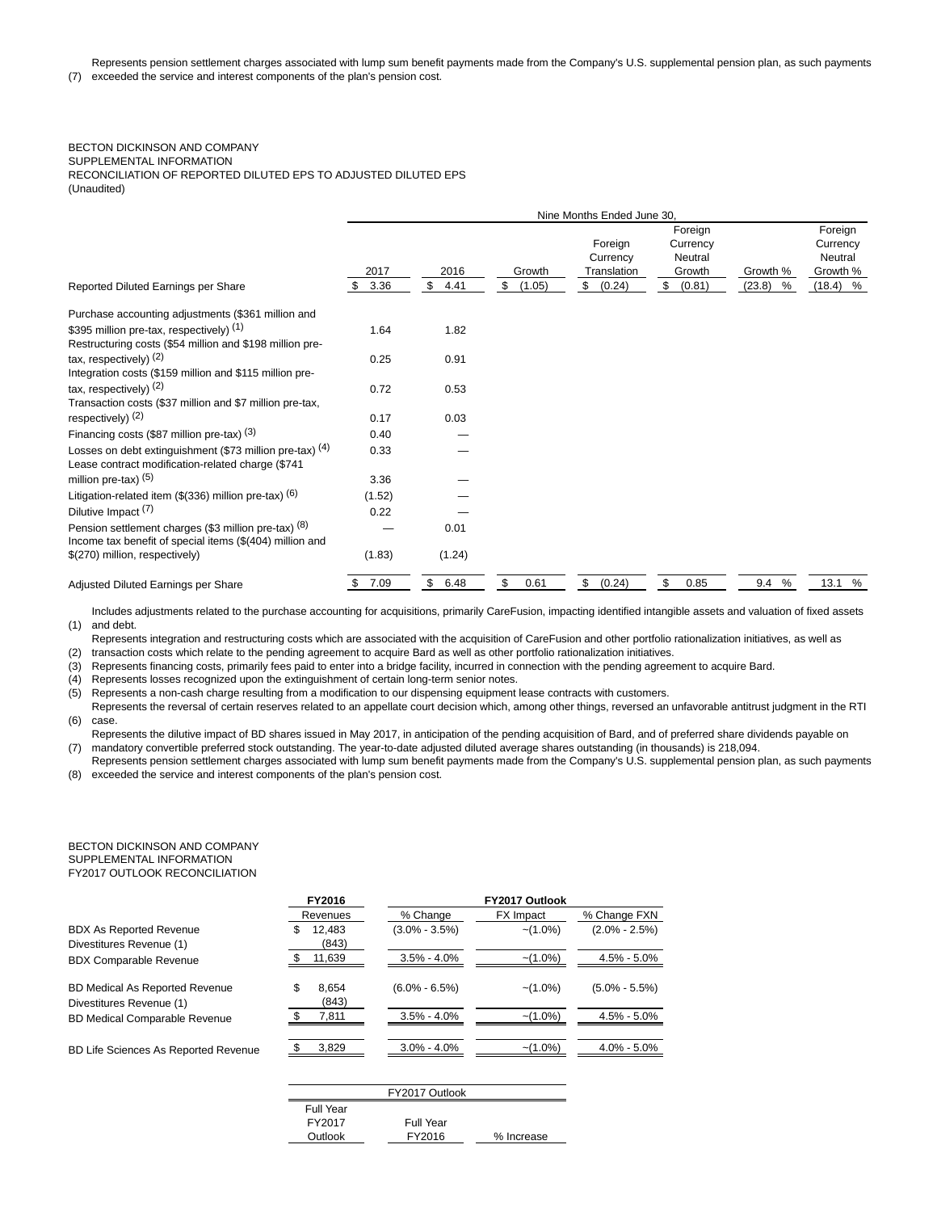(7) Represents pension settlement charges associated with lump sum benefit payments made from the Company's U.S. supplemental pension plan, as such payments exceeded the service and interest components of the plan's pension cost.

BECTON DICKINSON AND COMPANY
SUPPLEMENTAL INFORMATION
RECONCILIATION OF REPORTED DILUTED EPS TO ADJUSTED DILUTED EPS
(Unaudited)

| | Nine Months Ended June 30, | | | | | | |
|---|---|---|---|---|---|---|---|
| | 2017 | 2016 | Growth | Foreign Currency Translation | Foreign Currency Neutral Growth | Growth % | Foreign Currency Neutral Growth % |
| Reported Diluted Earnings per Share | $ 3.36 | $ 4.41 | $ (1.05) | $ (0.24) | $ (0.81) | (23.8) % | (18.4) % |
| Purchase accounting adjustments ($361 million and $395 million pre-tax, respectively) (1) | 1.64 | 1.82 | | | | | |
| Restructuring costs ($54 million and $198 million pre-tax, respectively) (2) | 0.25 | 0.91 | | | | | |
| Integration costs ($159 million and $115 million pre-tax, respectively) (2) | 0.72 | 0.53 | | | | | |
| Transaction costs ($37 million and $7 million pre-tax, respectively) (2) | 0.17 | 0.03 | | | | | |
| Financing costs ($87 million pre-tax) (3) | 0.40 | — | | | | | |
| Losses on debt extinguishment ($73 million pre-tax) (4) | 0.33 | — | | | | | |
| Lease contract modification-related charge ($741 million pre-tax) (5) | 3.36 | — | | | | | |
| Litigation-related item ($(336) million pre-tax) (6) | (1.52) | — | | | | | |
| Dilutive Impact (7) | 0.22 | — | | | | | |
| Pension settlement charges ($3 million pre-tax) (8) | — | 0.01 | | | | | |
| Income tax benefit of special items ($(404) million and $(270) million, respectively) | (1.83) | (1.24) | | | | | |
| Adjusted Diluted Earnings per Share | $ 7.09 | $ 6.48 | $ 0.61 | $ (0.24) | $ 0.85 | 9.4 % | 13.1 % |

(1) Includes adjustments related to the purchase accounting for acquisitions, primarily CareFusion, impacting identified intangible assets and valuation of fixed assets and debt.
(2) Represents integration and restructuring costs which are associated with the acquisition of CareFusion and other portfolio rationalization initiatives, as well as transaction costs which relate to the pending agreement to acquire Bard as well as other portfolio rationalization initiatives.
(3) Represents financing costs, primarily fees paid to enter into a bridge facility, incurred in connection with the pending agreement to acquire Bard.
(4) Represents losses recognized upon the extinguishment of certain long-term senior notes.
(5) Represents a non-cash charge resulting from a modification to our dispensing equipment lease contracts with customers.
(6) Represents the reversal of certain reserves related to an appellate court decision which, among other things, reversed an unfavorable antitrust judgment in the RTI case.
(7) Represents the dilutive impact of BD shares issued in May 2017, in anticipation of the pending acquisition of Bard, and of preferred share dividends payable on mandatory convertible preferred stock outstanding. The year-to-date adjusted diluted average shares outstanding (in thousands) is 218,094.
(8) Represents pension settlement charges associated with lump sum benefit payments made from the Company's U.S. supplemental pension plan, as such payments exceeded the service and interest components of the plan's pension cost.

BECTON DICKINSON AND COMPANY
SUPPLEMENTAL INFORMATION
FY2017 OUTLOOK RECONCILIATION

| | **FY2016** | **FY2017 Outlook** | | |
|---|---|---|---|---|
| | Revenues | % Change | FX Impact | % Change FXN |
| BDX As Reported Revenue | $ 12,483 | (3.0% - 3.5%) | ~(1.0%) | (2.0% - 2.5%) |
| Divestitures Revenue (1) | (843) | | | |
| BDX Comparable Revenue | $ 11,639 | 3.5% - 4.0% | ~(1.0%) | 4.5% - 5.0% |
| BD Medical As Reported Revenue | $ 8,654 | (6.0% - 6.5%) | ~(1.0%) | (5.0% - 5.5%) |
| Divestitures Revenue (1) | (843) | | | |
| BD Medical Comparable Revenue | $ 7,811 | 3.5% - 4.0% | ~(1.0%) | 4.5% - 5.0% |
| BD Life Sciences As Reported Revenue | $ 3,829 | 3.0% - 4.0% | ~(1.0%) | 4.0% - 5.0% |

| FY2017 Outlook | | |
|---|---|---|
| Full Year FY2017 Outlook | Full Year FY2016 | % Increase |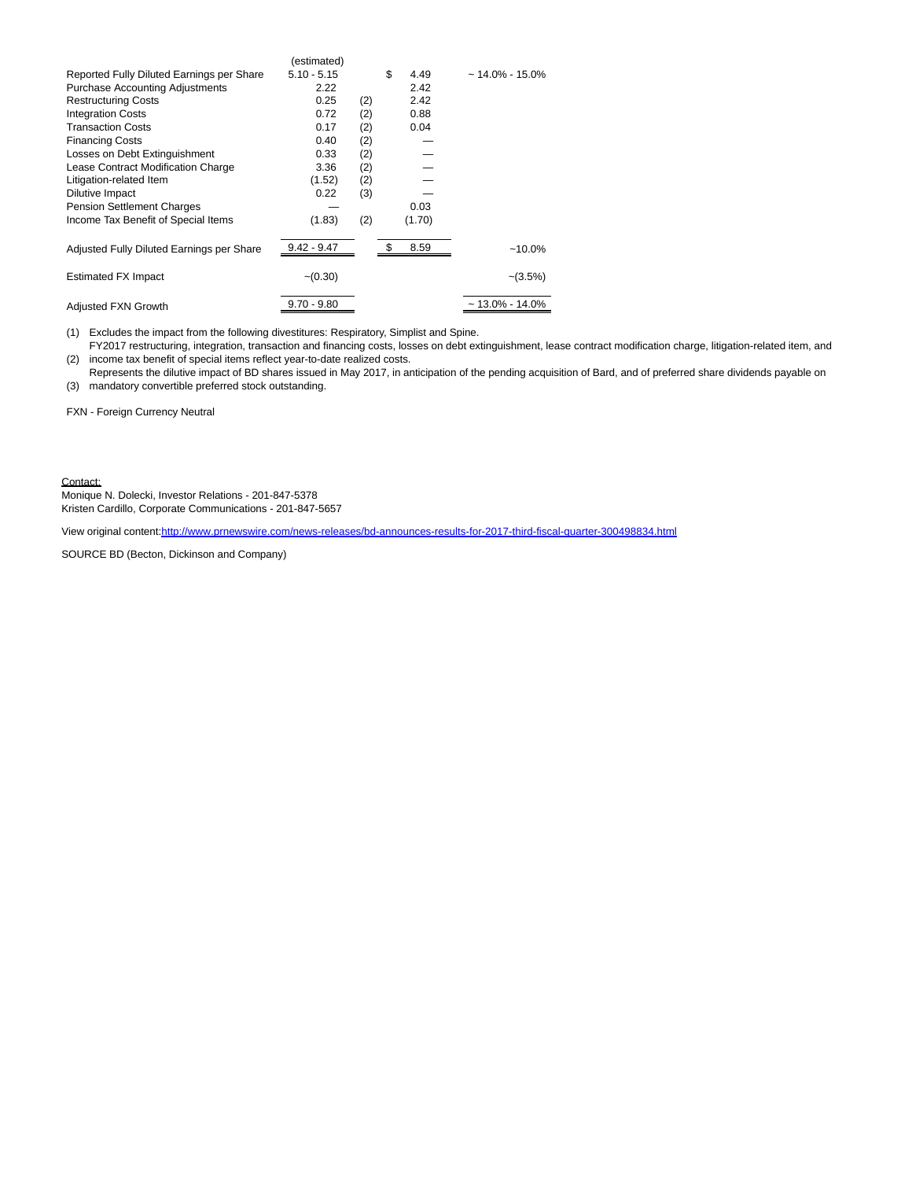| | (estimated) | | | |
|---|---|---|---|---|
| Reported Fully Diluted Earnings per Share | 5.10 - 5.15 | | $ 4.49 | ~ 14.0% - 15.0% |
| Purchase Accounting Adjustments | 2.22 | | 2.42 | |
| Restructuring Costs | 0.25 | (2) | 2.42 | |
| Integration Costs | 0.72 | (2) | 0.88 | |
| Transaction Costs | 0.17 | (2) | 0.04 | |
| Financing Costs | 0.40 | (2) | — | |
| Losses on Debt Extinguishment | 0.33 | (2) | — | |
| Lease Contract Modification Charge | 3.36 | (2) | — | |
| Litigation-related Item | (1.52) | (2) | — | |
| Dilutive Impact | 0.22 | (3) | — | |
| Pension Settlement Charges | — | | 0.03 | |
| Income Tax Benefit of Special Items | (1.83) | (2) | (1.70) | |
| Adjusted Fully Diluted Earnings per Share | 9.42 - 9.47 | | $ 8.59 | ~10.0% |
| Estimated FX Impact | ~(0.30) | | | ~(3.5%) |
| Adjusted FXN Growth | 9.70 - 9.80 | | | ~ 13.0% - 14.0% |

(1) Excludes the impact from the following divestitures: Respiratory, Simplist and Spine.

(2) FY2017 restructuring, integration, transaction and financing costs, losses on debt extinguishment, lease contract modification charge, litigation-related item, and income tax benefit of special items reflect year-to-date realized costs.

(3) Represents the dilutive impact of BD shares issued in May 2017, in anticipation of the pending acquisition of Bard, and of preferred share dividends payable on mandatory convertible preferred stock outstanding.

FXN - Foreign Currency Neutral

Contact:
Monique N. Dolecki, Investor Relations - 201-847-5378
Kristen Cardillo, Corporate Communications - 201-847-5657

View original content:http://www.prnewswire.com/news-releases/bd-announces-results-for-2017-third-fiscal-quarter-300498834.html

SOURCE BD (Becton, Dickinson and Company)